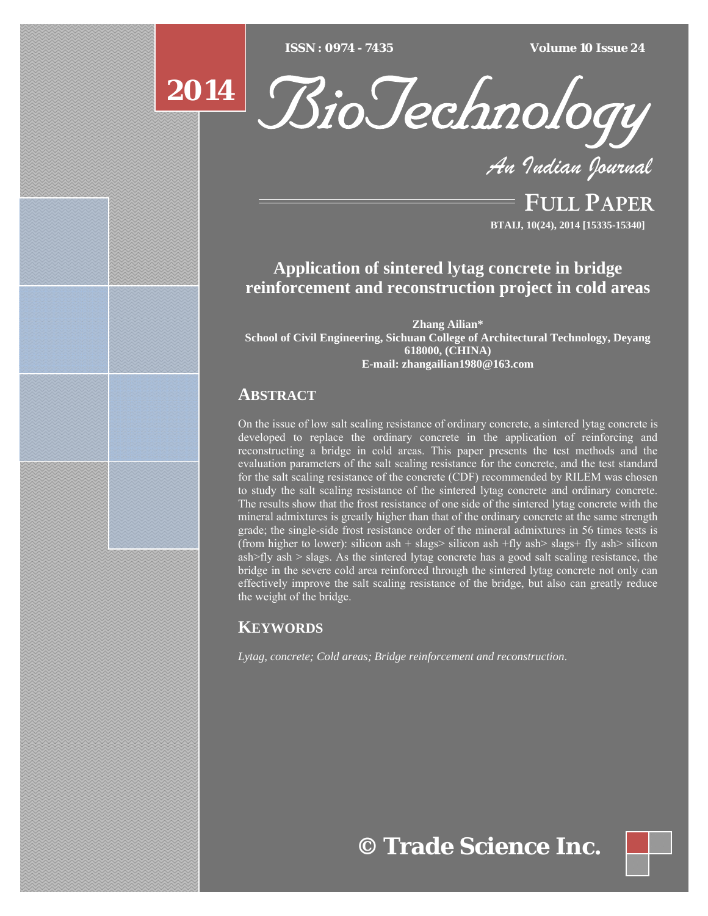# Application of sintered lytag concrete in bridge reinforcement and reconstruction project in cold areas

**Zhang Ailian***
**School of Civil Engineering, Sichuan College of Architectural Technology, Deyang 618000, (CHINA)**
**E-mail: zhangailian1980@163.com**

## ABSTRACT

On the issue of low salt scaling resistance of ordinary concrete, a sintered lytag concrete is developed to replace the ordinary concrete in the application of reinforcing and reconstructing a bridge in cold areas. This paper presents the test methods and the evaluation parameters of the salt scaling resistance for the concrete, and the test standard for the salt scaling resistance of the concrete (CDF) recommended by RILEM was chosen to study the salt scaling resistance of the sintered lytag concrete and ordinary concrete. The results show that the frost resistance of one side of the sintered lytag concrete with the mineral admixtures is greatly higher than that of the ordinary concrete at the same strength grade; the single-side frost resistance order of the mineral admixtures in 56 times tests is (from higher to lower): silicon ash + slags> silicon ash +fly ash> slags+ fly ash> silicon ash>fly ash > slags. As the sintered lytag concrete has a good salt scaling resistance, the bridge in the severe cold area reinforced through the sintered lytag concrete not only can effectively improve the salt scaling resistance of the bridge, but also can greatly reduce the weight of the bridge.

## KEYWORDS

*Lytag, concrete; Cold areas; Bridge reinforcement and reconstruction.*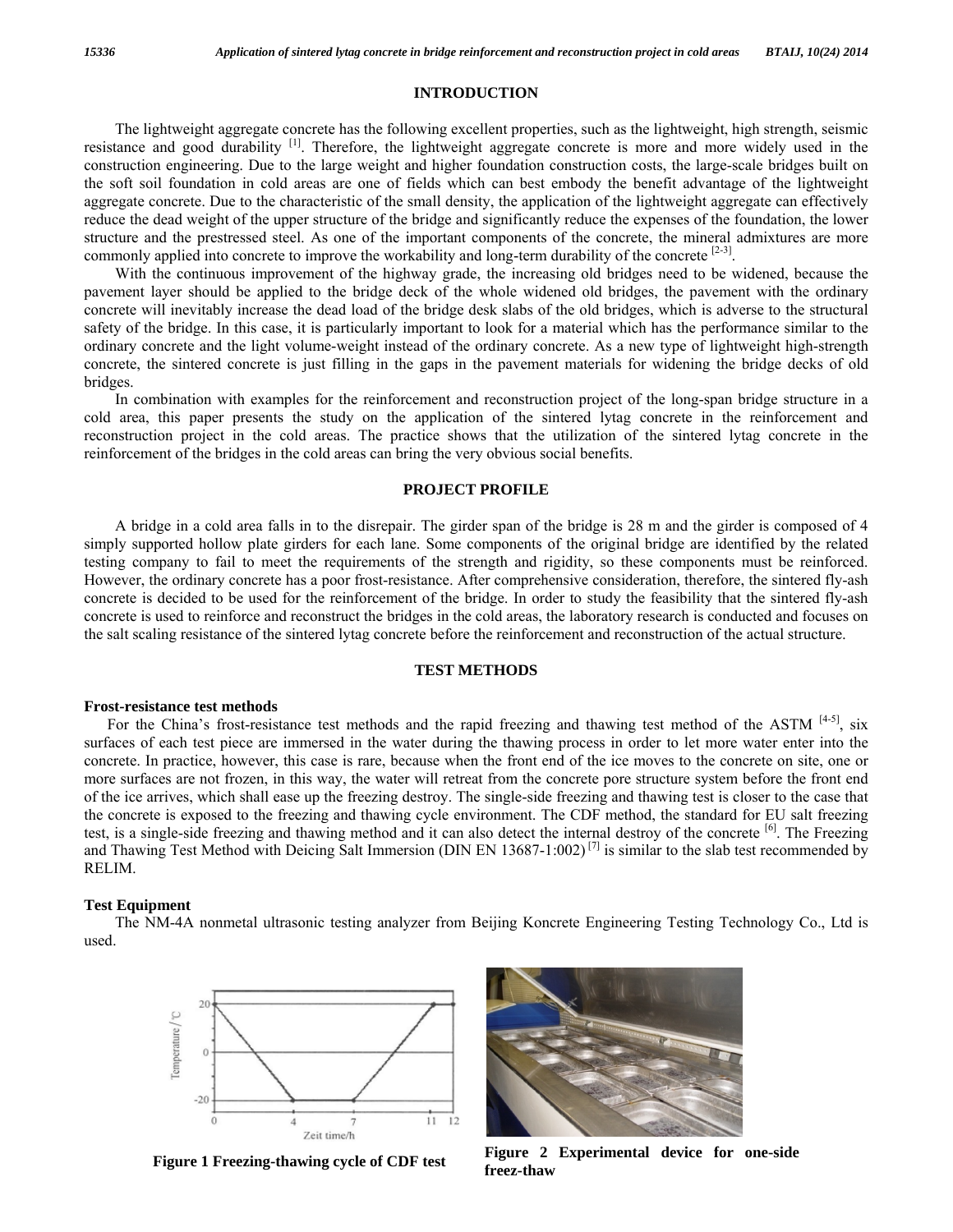## INTRODUCTION

The lightweight aggregate concrete has the following excellent properties, such as the lightweight, high strength, seismic resistance and good durability [1]. Therefore, the lightweight aggregate concrete is more and more widely used in the construction engineering. Due to the large weight and higher foundation construction costs, the large-scale bridges built on the soft soil foundation in cold areas are one of fields which can best embody the benefit advantage of the lightweight aggregate concrete. Due to the characteristic of the small density, the application of the lightweight aggregate can effectively reduce the dead weight of the upper structure of the bridge and significantly reduce the expenses of the foundation, the lower structure and the prestressed steel. As one of the important components of the concrete, the mineral admixtures are more commonly applied into concrete to improve the workability and long-term durability of the concrete [2-3].

With the continuous improvement of the highway grade, the increasing old bridges need to be widened, because the pavement layer should be applied to the bridge deck of the whole widened old bridges, the pavement with the ordinary concrete will inevitably increase the dead load of the bridge desk slabs of the old bridges, which is adverse to the structural safety of the bridge. In this case, it is particularly important to look for a material which has the performance similar to the ordinary concrete and the light volume-weight instead of the ordinary concrete. As a new type of lightweight high-strength concrete, the sintered concrete is just filling in the gaps in the pavement materials for widening the bridge decks of old bridges.

In combination with examples for the reinforcement and reconstruction project of the long-span bridge structure in a cold area, this paper presents the study on the application of the sintered lytag concrete in the reinforcement and reconstruction project in the cold areas. The practice shows that the utilization of the sintered lytag concrete in the reinforcement of the bridges in the cold areas can bring the very obvious social benefits.

## PROJECT PROFILE

A bridge in a cold area falls in to the disrepair. The girder span of the bridge is 28 m and the girder is composed of 4 simply supported hollow plate girders for each lane. Some components of the original bridge are identified by the related testing company to fail to meet the requirements of the strength and rigidity, so these components must be reinforced. However, the ordinary concrete has a poor frost-resistance. After comprehensive consideration, therefore, the sintered fly-ash concrete is decided to be used for the reinforcement of the bridge. In order to study the feasibility that the sintered fly-ash concrete is used to reinforce and reconstruct the bridges in the cold areas, the laboratory research is conducted and focuses on the salt scaling resistance of the sintered lytag concrete before the reinforcement and reconstruction of the actual structure.

## TEST METHODS

### Frost-resistance test methods

For the China's frost-resistance test methods and the rapid freezing and thawing test method of the ASTM [4-5], six surfaces of each test piece are immersed in the water during the thawing process in order to let more water enter into the concrete. In practice, however, this case is rare, because when the front end of the ice moves to the concrete on site, one or more surfaces are not frozen, in this way, the water will retreat from the concrete pore structure system before the front end of the ice arrives, which shall ease up the freezing destroy. The single-side freezing and thawing test is closer to the case that the concrete is exposed to the freezing and thawing cycle environment. The CDF method, the standard for EU salt freezing test, is a single-side freezing and thawing method and it can also detect the internal destroy of the concrete [6]. The Freezing and Thawing Test Method with Deicing Salt Immersion (DIN EN 13687-1:002) [7] is similar to the slab test recommended by RELIM.

### Test Equipment

The NM-4A nonmetal ultrasonic testing analyzer from Beijing Koncrete Engineering Testing Technology Co., Ltd is used.

**Figure 1 Freezing-thawing cycle of CDF test**

**Figure 2 Experimental device for one-side freez-thaw**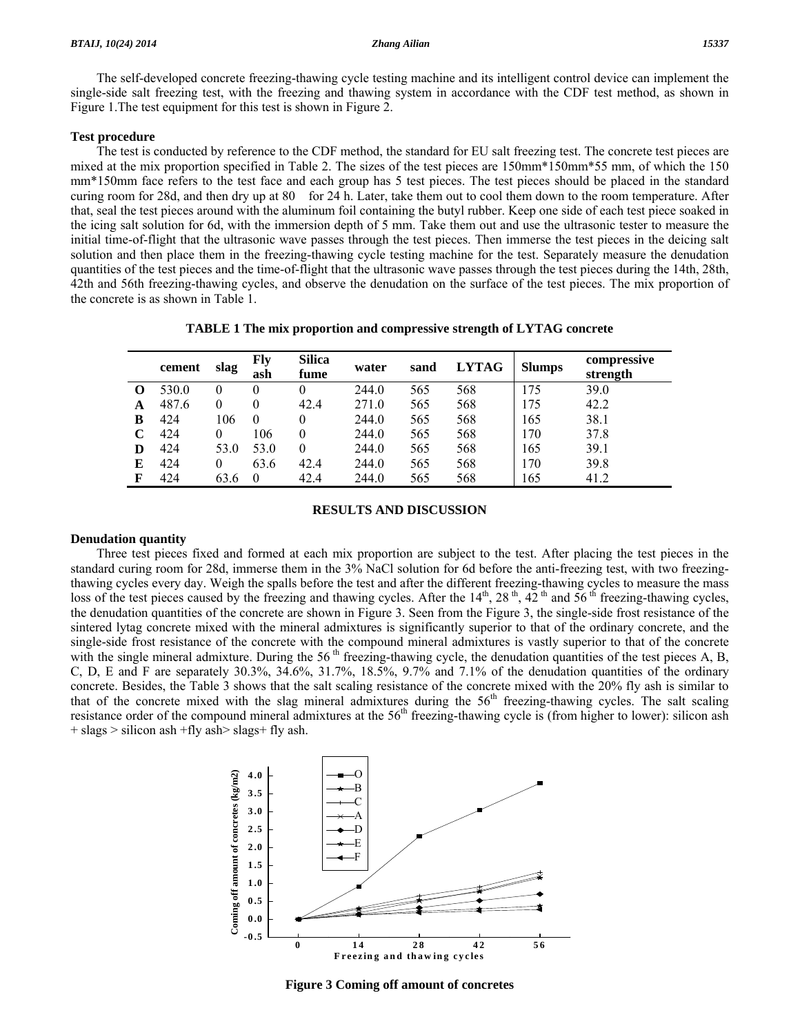The self-developed concrete freezing-thawing cycle testing machine and its intelligent control device can implement the single-side salt freezing test, with the freezing and thawing system in accordance with the CDF test method, as shown in Figure 1.The test equipment for this test is shown in Figure 2.

**Test procedure**

The test is conducted by reference to the CDF method, the standard for EU salt freezing test. The concrete test pieces are mixed at the mix proportion specified in Table 2. The sizes of the test pieces are 150mm*150mm*55 mm, of which the 150 mm*150mm face refers to the test face and each group has 5 test pieces. The test pieces should be placed in the standard curing room for 28d, and then dry up at 80 for 24 h. Later, take them out to cool them down to the room temperature. After that, seal the test pieces around with the aluminum foil containing the butyl rubber. Keep one side of each test piece soaked in the icing salt solution for 6d, with the immersion depth of 5 mm. Take them out and use the ultrasonic tester to measure the initial time-of-flight that the ultrasonic wave passes through the test pieces. Then immerse the test pieces in the deicing salt solution and then place them in the freezing-thawing cycle testing machine for the test. Separately measure the denudation quantities of the test pieces and the time-of-flight that the ultrasonic wave passes through the test pieces during the 14th, 28th, 42th and 56th freezing-thawing cycles, and observe the denudation on the surface of the test pieces. The mix proportion of the concrete is as shown in Table 1.

**TABLE 1 The mix proportion and compressive strength of LYTAG concrete**

| | cement | slag | Fly ash | Silica fume | water | sand | LYTAG | Slumps | compressive strength |
|---|---|---|---|---|---|---|---|---|---|
| **O** | 530.0 | 0 | 0 | 0 | 244.0 | 565 | 568 | 175 | 39.0 |
| **A** | 487.6 | 0 | 0 | 42.4 | 271.0 | 565 | 568 | 175 | 42.2 |
| **B** | 424 | 106 | 0 | 0 | 244.0 | 565 | 568 | 165 | 38.1 |
| **C** | 424 | 0 | 106 | 0 | 244.0 | 565 | 568 | 170 | 37.8 |
| **D** | 424 | 53.0 | 53.0 | 0 | 244.0 | 565 | 568 | 165 | 39.1 |
| **E** | 424 | 0 | 63.6 | 42.4 | 244.0 | 565 | 568 | 170 | 39.8 |
| **F** | 424 | 63.6 | 0 | 42.4 | 244.0 | 565 | 568 | 165 | 41.2 |

## RESULTS AND DISCUSSION

**Denudation quantity**

Three test pieces fixed and formed at each mix proportion are subject to the test. After placing the test pieces in the standard curing room for 28d, immerse them in the 3% NaCl solution for 6d before the anti-freezing test, with two freezing-thawing cycles every day. Weigh the spalls before the test and after the different freezing-thawing cycles to measure the mass loss of the test pieces caused by the freezing and thawing cycles. After the 14th, 28th, 42th and 56th freezing-thawing cycles, the denudation quantities of the concrete are shown in Figure 3. Seen from the Figure 3, the single-side frost resistance of the sintered lytag concrete mixed with the mineral admixtures is significantly superior to that of the ordinary concrete, and the single-side frost resistance of the concrete with the compound mineral admixtures is vastly superior to that of the concrete with the single mineral admixture. During the 56th freezing-thawing cycle, the denudation quantities of the test pieces A, B, C, D, E and F are separately 30.3%, 34.6%, 31.7%, 18.5%, 9.7% and 7.1% of the denudation quantities of the ordinary concrete. Besides, the Table 3 shows that the salt scaling resistance of the concrete mixed with the 20% fly ash is similar to that of the concrete mixed with the slag mineral admixtures during the 56th freezing-thawing cycles. The salt scaling resistance order of the compound mineral admixtures at the 56th freezing-thawing cycle is (from higher to lower): silicon ash + slags > silicon ash +fly ash> slags+ fly ash.

Figure 3 Coming off amount of concretes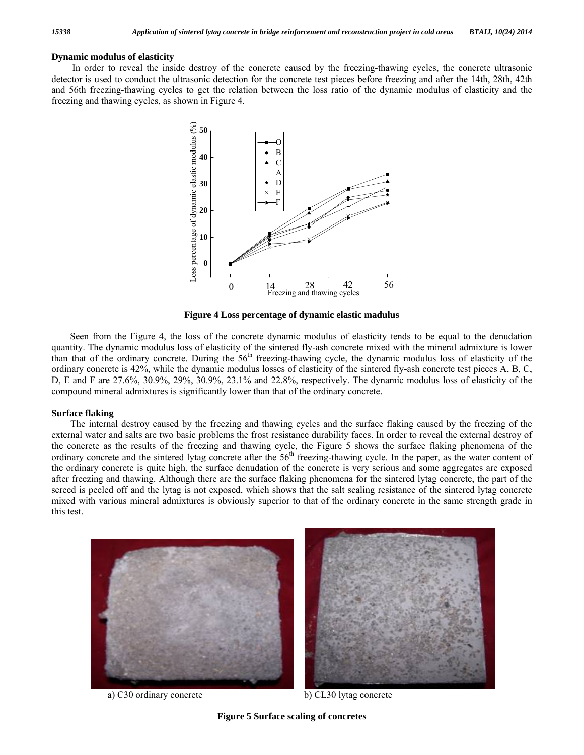### Dynamic modulus of elasticity

In order to reveal the inside destroy of the concrete caused by the freezing-thawing cycles, the concrete ultrasonic detector is used to conduct the ultrasonic detection for the concrete test pieces before freezing and after the 14th, 28th, 42th and 56th freezing-thawing cycles to get the relation between the loss ratio of the dynamic modulus of elasticity and the freezing and thawing cycles, as shown in Figure 4.

**Figure 4 Loss percentage of dynamic elastic madulus**

Seen from the Figure 4, the loss of the concrete dynamic modulus of elasticity tends to be equal to the denudation quantity. The dynamic modulus loss of elasticity of the sintered fly-ash concrete mixed with the mineral admixture is lower than that of the ordinary concrete. During the 56th freezing-thawing cycle, the dynamic modulus loss of elasticity of the ordinary concrete is 42%, while the dynamic modulus losses of elasticity of the sintered fly-ash concrete test pieces A, B, C, D, E and F are 27.6%, 30.9%, 29%, 30.9%, 23.1% and 22.8%, respectively. The dynamic modulus loss of elasticity of the compound mineral admixtures is significantly lower than that of the ordinary concrete.

### Surface flaking

The internal destroy caused by the freezing and thawing cycles and the surface flaking caused by the freezing of the external water and salts are two basic problems the frost resistance durability faces. In order to reveal the external destroy of the concrete as the results of the freezing and thawing cycle, the Figure 5 shows the surface flaking phenomena of the ordinary concrete and the sintered lytag concrete after the 56th freezing-thawing cycle. In the paper, as the water content of the ordinary concrete is quite high, the surface denudation of the concrete is very serious and some aggregates are exposed after freezing and thawing. Although there are the surface flaking phenomena for the sintered lytag concrete, the part of the screed is peeled off and the lytag is not exposed, which shows that the salt scaling resistance of the sintered lytag concrete mixed with various mineral admixtures is obviously superior to that of the ordinary concrete in the same strength grade in this test.

a) C30 ordinary concrete b) CL30 lytag concrete

**Figure 5 Surface scaling of concretes**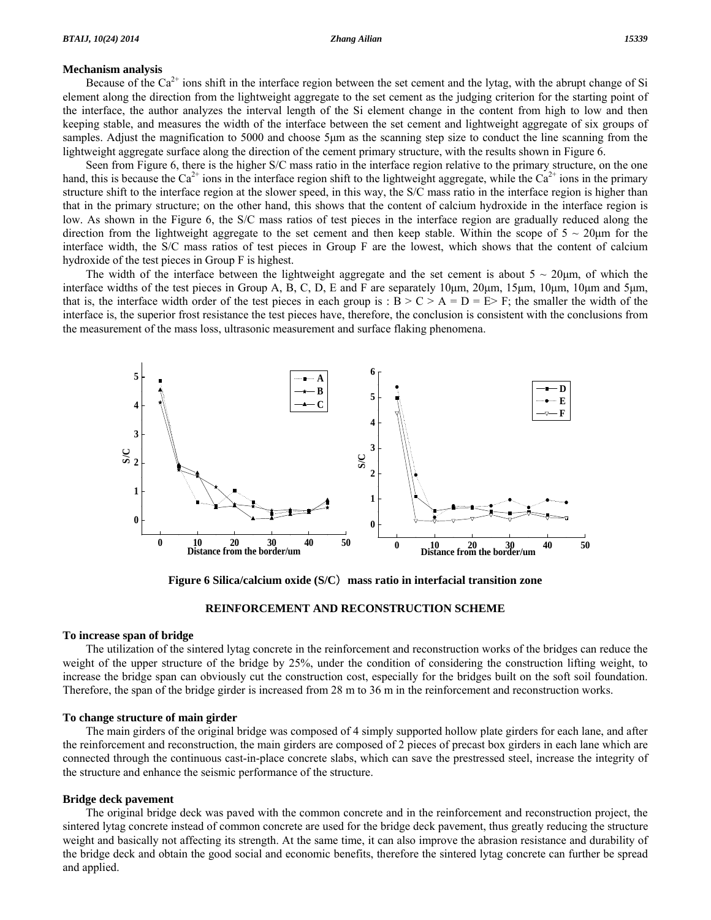### Mechanism analysis

Because of the $Ca^{2+}$ ions shift in the interface region between the set cement and the lytag, with the abrupt change of Si element along the direction from the lightweight aggregate to the set cement as the judging criterion for the starting point of the interface, the author analyzes the interval length of the Si element change in the content from high to low and then keeping stable, and measures the width of the interface between the set cement and lightweight aggregate of six groups of samples. Adjust the magnification to 5000 and choose 5μm as the scanning step size to conduct the line scanning from the lightweight aggregate surface along the direction of the cement primary structure, with the results shown in Figure 6.

Seen from Figure 6, there is the higher S/C mass ratio in the interface region relative to the primary structure, on the one hand, this is because the $Ca^{2+}$ ions in the interface region shift to the lightweight aggregate, while the $Ca^{2+}$ ions in the primary structure shift to the interface region at the slower speed, in this way, the S/C mass ratio in the interface region is higher than that in the primary structure; on the other hand, this shows that the content of calcium hydroxide in the interface region is low. As shown in the Figure 6, the S/C mass ratios of test pieces in the interface region are gradually reduced along the direction from the lightweight aggregate to the set cement and then keep stable. Within the scope of 5 ~ 20μm for the interface width, the S/C mass ratios of test pieces in Group F are the lowest, which shows that the content of calcium hydroxide of the test pieces in Group F is highest.

The width of the interface between the lightweight aggregate and the set cement is about 5 ~ 20μm, of which the interface widths of the test pieces in Group A, B, C, D, E and F are separately 10μm, 20μm, 15μm, 10μm, 10μm and 5μm, that is, the interface width order of the test pieces in each group is : B > C > A = D = E> F; the smaller the width of the interface is, the superior frost resistance the test pieces have, therefore, the conclusion is consistent with the conclusions from the measurement of the mass loss, ultrasonic measurement and surface flaking phenomena.

**Figure 6 Silica/calcium oxide (S/C）mass ratio in interfacial transition zone**

## REINFORCEMENT AND RECONSTRUCTION SCHEME

### To increase span of bridge

The utilization of the sintered lytag concrete in the reinforcement and reconstruction works of the bridges can reduce the weight of the upper structure of the bridge by 25%, under the condition of considering the construction lifting weight, to increase the bridge span can obviously cut the construction cost, especially for the bridges built on the soft soil foundation. Therefore, the span of the bridge girder is increased from 28 m to 36 m in the reinforcement and reconstruction works.

### To change structure of main girder

The main girders of the original bridge was composed of 4 simply supported hollow plate girders for each lane, and after the reinforcement and reconstruction, the main girders are composed of 2 pieces of precast box girders in each lane which are connected through the continuous cast-in-place concrete slabs, which can save the prestressed steel, increase the integrity of the structure and enhance the seismic performance of the structure.

### Bridge deck pavement

The original bridge deck was paved with the common concrete and in the reinforcement and reconstruction project, the sintered lytag concrete instead of common concrete are used for the bridge deck pavement, thus greatly reducing the structure weight and basically not affecting its strength. At the same time, it can also improve the abrasion resistance and durability of the bridge deck and obtain the good social and economic benefits, therefore the sintered lytag concrete can further be spread and applied.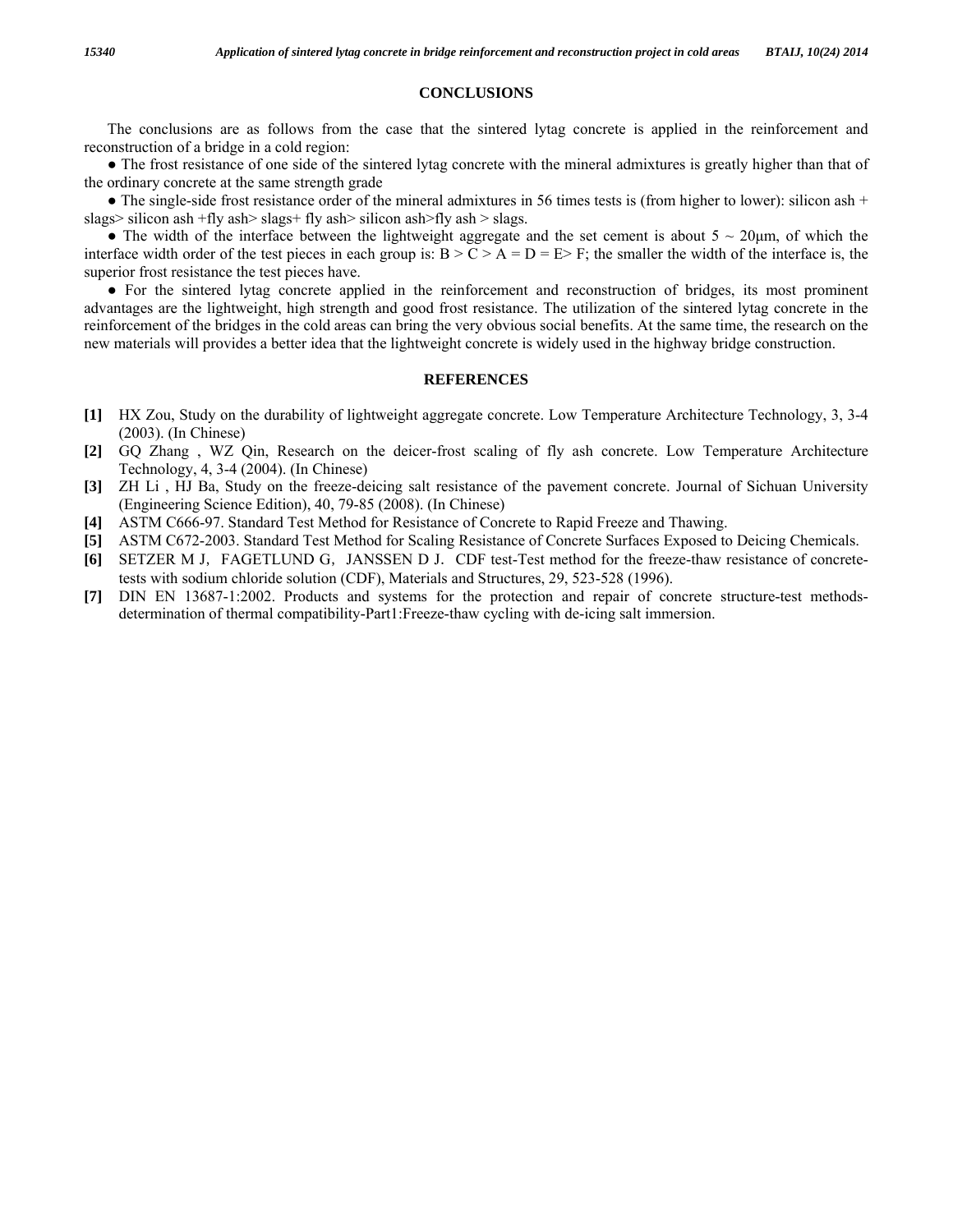## CONCLUSIONS

The conclusions are as follows from the case that the sintered lytag concrete is applied in the reinforcement and reconstruction of a bridge in a cold region:

● The frost resistance of one side of the sintered lytag concrete with the mineral admixtures is greatly higher than that of the ordinary concrete at the same strength grade

● The single-side frost resistance order of the mineral admixtures in 56 times tests is (from higher to lower): silicon ash + slags> silicon ash +fly ash> slags+ fly ash> silicon ash>fly ash > slags.

● The width of the interface between the lightweight aggregate and the set cement is about 5 ~ 20μm, of which the interface width order of the test pieces in each group is: B > C > A = D = E> F; the smaller the width of the interface is, the superior frost resistance the test pieces have.

● For the sintered lytag concrete applied in the reinforcement and reconstruction of bridges, its most prominent advantages are the lightweight, high strength and good frost resistance. The utilization of the sintered lytag concrete in the reinforcement of the bridges in the cold areas can bring the very obvious social benefits. At the same time, the research on the new materials will provides a better idea that the lightweight concrete is widely used in the highway bridge construction.

## REFERENCES

**[1]** HX Zou, Study on the durability of lightweight aggregate concrete. Low Temperature Architecture Technology, 3, 3-4 (2003). (In Chinese)

**[2]** GQ Zhang , WZ Qin, Research on the deicer-frost scaling of fly ash concrete. Low Temperature Architecture Technology, 4, 3-4 (2004). (In Chinese)

**[3]** ZH Li , HJ Ba, Study on the freeze-deicing salt resistance of the pavement concrete. Journal of Sichuan University (Engineering Science Edition), 40, 79-85 (2008). (In Chinese)

**[4]** ASTM C666-97. Standard Test Method for Resistance of Concrete to Rapid Freeze and Thawing.

**[5]** ASTM C672-2003. Standard Test Method for Scaling Resistance of Concrete Surfaces Exposed to Deicing Chemicals.

**[6]** SETZER M J，FAGETLUND G，JANSSEN D J．CDF test-Test method for the freeze-thaw resistance of concrete-tests with sodium chloride solution (CDF), Materials and Structures, 29, 523-528 (1996).

**[7]** DIN EN 13687-1:2002. Products and systems for the protection and repair of concrete structure-test methods-determination of thermal compatibility-Part1:Freeze-thaw cycling with de-icing salt immersion.